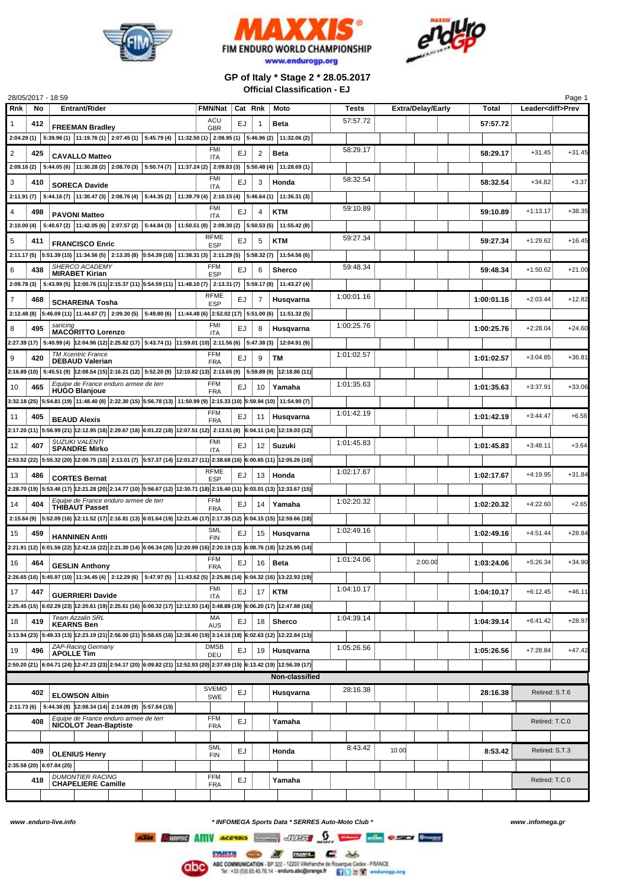FIM ENDURO WORLD CHAMPIONSHIP

www.endurogp.org

## GP of Italy * Stage 2 * 28.05.2017

### Official Classification - EJ

28/05/2017 - 18:59

| Rnk | No | Entrant/Rider | FMN/Nat | Cat | Rnk | Moto | Tests | Extra/Delay/Early | Total | Leader<diff>Prev | |
|---|---|---|---|---|---|---|---|---|---|---|---|
| 1 | 412 | FREEMAN Bradley | ACU GBR | EJ | 1 | Beta | 57:57.72 | | 57:57.72 | | |
| | | 2:04.29 (1) \| 5:39.96 (1) \| 11:19.76 (1) \| 2:07.45 (1) \| 5:45.79 (4) \| 11:32.50 (1) \| 2:08.95 (1) \| 5:46.96 (2) \| 11:32.06 (2) | | | | | | | | | |
| 2 | 425 | CAVALLO Matteo | FMI ITA | EJ | 2 | Beta | 58:29.17 | | 58:29.17 | +31.45 | +31.45 |
| | | 2:09.16 (2) \| 5:44.05 (6) \| 11:30.28 (2) \| 2:08.70 (3) \| 5:50.74 (7) \| 11:37.24 (2) \| 2:09.83 (3) \| 5:50.48 (4) \| 11:28.69 (1) | | | | | | | | | |
| 3 | 410 | SORECA Davide | FMI ITA | EJ | 3 | Honda | 58:32.54 | | 58:32.54 | +34.82 | +3.37 |
| | | 2:11.91 (7) \| 5:44.16 (7) \| 11:30.47 (3) \| 2:08.76 (4) \| 5:44.35 (2) \| 11:39.79 (4) \| 2:10.15 (4) \| 5:46.64 (1) \| 11:36.31 (3) | | | | | | | | | |
| 4 | 498 | PAVONI Matteo | FMI ITA | EJ | 4 | KTM | 59:10.89 | | 59:10.89 | +1:13.17 | +38.35 |
| | | 2:10.00 (4) \| 5:40.67 (2) \| 11:42.05 (6) \| 2:07.57 (2) \| 5:44.84 (3) \| 11:50.51 (8) \| 2:09.30 (2) \| 5:50.53 (5) \| 11:55.42 (8) | | | | | | | | | |
| 5 | 411 | FRANCISCO Enric | RFME ESP | EJ | 5 | KTM | 59:27.34 | | 59:27.34 | +1:29.62 | +16.45 |
| | | 2:11.17 (5) \| 5:51.39 (15) \| 11:34.56 (5) \| 2:13.35 (8) \| 5:54.39 (10) \| 11:38.31 (3) \| 2:11.29 (5) \| 5:58.32 (7) \| 11:54.56 (6) | | | | | | | | | |
| 6 | 438 | *SHERCO ACADEMY* MIRABET Kirian | FFM ESP | EJ | 6 | Sherco | 59:48.34 | | 59:48.34 | +1:50.62 | +21.00 |
| | | 2:09.78 (3) \| 5:43.99 (5) \| 12:00.76 (11) \| 2:15.37 (11) \| 5:54.59 (11) \| 11:48.10 (7) \| 2:13.31 (7) \| 5:59.17 (8) \| 11:43.27 (4) | | | | | | | | | |
| 7 | 468 | SCHAREINA Tosha | RFME ESP | EJ | 7 | Husqvarna | 1:00:01.16 | | 1:00:01.16 | +2:03.44 | +12.82 |
| | | 2:12.48 (8) \| 5:46.09 (11) \| 11:44.67 (7) \| 2:09.30 (5) \| 5:49.80 (6) \| 11:44.48 (6) \| 2:52.02 (17) \| 5:51.00 (6) \| 11:51.32 (5) | | | | | | | | | |
| 8 | 495 | *saricing* MACORITTO Lorenzo | FMI ITA | EJ | 8 | Husqvarna | 1:00:25.76 | | 1:00:25.76 | +2:28.04 | +24.60 |
| | | 2:27.39 (17) \| 5:40.99 (4) \| 12:04.96 (12) \| 2:25.82 (17) \| 5:43.74 (1) \| 11:59.01 (10) \| 2:11.56 (6) \| 5:47.38 (3) \| 12:04.91 (9) | | | | | | | | | |
| 9 | 420 | *TM Xcentric France* DEBAUD Valerian | FFM FRA | EJ | 9 | TM | 1:01:02.57 | | 1:01:02.57 | +3:04.85 | +36.81 |
| | | 2:16.89 (10) \| 5:45.51 (9) \| 12:08.54 (15) \| 2:16.21 (12) \| 5:52.20 (9) \| 12:10.82 (13) \| 2:13.65 (9) \| 5:59.89 (9) \| 12:18.86 (11) | | | | | | | | | |
| 10 | 465 | *Equipe de France enduro armee de terr* HUGO Blanjoue | FFM FRA | EJ | 10 | Yamaha | 1:01:35.63 | | 1:01:35.63 | +3:37.91 | +33.06 |
| | | 3:32.18 (25) \| 5:54.81 (19) \| 11:48.40 (8) \| 2:22.30 (15) \| 5:56.78 (13) \| 11:50.99 (9) \| 2:15.33 (10) \| 5:59.94 (10) \| 11:54.90 (7) | | | | | | | | | |
| 11 | 405 | BEAUD Alexis | FFM FRA | EJ | 11 | Husqvarna | 1:01:42.19 | | 1:01:42.19 | +3:44.47 | +6.56 |
| | | 2:17.20 (11) \| 5:56.99 (21) \| 12:12.95 (18) \| 2:29.67 (18) \| 6:01.22 (18) \| 12:07.51 (12) \| 2:13.51 (8) \| 6:04.11 (14) \| 12:19.03 (12) | | | | | | | | | |
| 12 | 407 | *SUZUKI VALENTI* SPANDRE Mirko | FMI ITA | EJ | 12 | Suzuki | 1:01:45.83 | | 1:01:45.83 | +3:48.11 | +3.64 |
| | | 2:53.52 (22) \| 5:55.32 (20) \| 12:00.75 (10) \| 2:13.01 (7) \| 5:57.37 (14) \| 12:01.27 (11) \| 2:38.68 (16) \| 6:00.65 (11) \| 12:05.26 (10) | | | | | | | | | |
| 13 | 486 | CORTES Bernat | RFME ESP | EJ | 13 | Honda | 1:02:17.67 | | 1:02:17.67 | +4:19.95 | +31.84 |
| | | 2:28.70 (19) \| 5:53.46 (17) \| 12:21.28 (20) \| 2:14.77 (10) \| 5:56.67 (12) \| 12:30.71 (18) \| 2:15.40 (11) \| 6:03.01 (13) \| 12:33.67 (15) | | | | | | | | | |
| 14 | 404 | *Equipe de France enduro armee de terr* THIBAUT Passet | FFM FRA | EJ | 14 | Yamaha | 1:02:20.32 | | 1:02:20.32 | +4:22.60 | +2.65 |
| | | 2:15.64 (9) \| 5:52.09 (16) \| 12:11.52 (17) \| 2:16.81 (13) \| 6:01.64 (19) \| 12:21.46 (17) \| 2:17.35 (12) \| 6:04.15 (15) \| 12:59.66 (18) | | | | | | | | | |
| 15 | 459 | HANNINEN Antti | SML FIN | EJ | 15 | Husqvarna | 1:02:49.16 | | 1:02:49.16 | +4:51.44 | +28.84 |
| | | 2:21.91 (12) \| 6:01.56 (22) \| 12:42.16 (22) \| 2:21.30 (14) \| 6:06.34 (20) \| 12:20.99 (16) \| 2:20.19 (13) \| 6:08.76 (18) \| 12:25.95 (14) | | | | | | | | | |
| 16 | 464 | GESLIN Anthony | FFM FRA | EJ | 16 | Beta | 1:01:24.06 | 2:00.00 | 1:03:24.06 | +5:26.34 | +34.90 |
| | | 2:26.65 (16) \| 5:45.97 (10) \| 11:34.45 (4) \| 2:12.29 (6) \| 5:47.97 (5) \| 11:43.62 (5) \| 2:25.86 (14) \| 6:04.32 (16) \| 13:22.93 (19) | | | | | | | | | |
| 17 | 447 | GUERRIERI Davide | FMI ITA | EJ | 17 | KTM | 1:04:10.17 | | 1:04:10.17 | +6:12.45 | +46.11 |
| | | 2:25.45 (15) \| 6:02.29 (23) \| 12:20.61 (19) \| 2:25.61 (16) \| 6:00.32 (17) \| 12:12.93 (14) \| 3:48.88 (19) \| 6:06.20 (17) \| 12:47.88 (16) | | | | | | | | | |
| 18 | 419 | *Team Azzalin SRL* KEARNS Ben | MA AUS | EJ | 18 | Sherco | 1:04:39.14 | | 1:04:39.14 | +6:41.42 | +28.97 |
| | | 3:13.94 (23) \| 5:49.33 (13) \| 12:23.19 (21) \| 2:56.00 (21) \| 5:58.65 (16) \| 12:38.40 (19) \| 3:14.16 (18) \| 6:02.63 (12) \| 12:22.84 (13) | | | | | | | | | |
| 19 | 496 | *ZAP-Racing Germany* APOLLE Tim | DMSB DEU | EJ | 19 | Husqvarna | 1:05:26.56 | | 1:05:26.56 | +7:28.84 | +47.42 |
| | | 2:50.20 (21) \| 6:04.71 (24) \| 12:47.23 (23) \| 2:54.17 (20) \| 6:09.82 (21) \| 12:52.93 (20) \| 2:37.69 (15) \| 6:13.42 (19) \| 12:56.39 (17) | | | | | | | | | |
| | | **Non-classified** | | | | | | | | | |
| | 402 | ELOWSON Albin | SVEMO SWE | EJ | | Husqvarna | 28:16.38 | | 28:16.38 | Retired: S.T.6 | |
| | | 2:11.73 (6) \| 5:44.38 (8) \| 12:08.34 (14) \| 2:14.09 (9) \| 5:57.84 (15) | | | | | | | | | |
| | 408 | *Equipe de France enduro armee de terr* NICOLOT Jean-Baptiste | FFM FRA | EJ | | Yamaha | | | | Retired: T.C.0 | |
| | 409 | OLENIUS Henry | SML FIN | EJ | | Honda | 8:43.42 | 10.00 | 8:53.42 | Retired: S.T.3 | |
| | | 2:35.58 (20) \| 6:07.84 (25) | | | | | | | | | |
| | 418 | *DUMONTIER RACING* CHAPELIERE Camille | FFM FRA | EJ | | Yamaha | | | | Retired: T.C.0 | |

www.enduro-live.info * INFOMEGA Sports Data * SERRES Auto-Moto Club * www.infomega.gr

ABC COMMUNICATION - BP 322 - 12203 Villefranche de Rouergue Cedex - FRANCE Tel : +33 (0)5.65.45.76.14 - enduro.abc@orange.fr endurogp.org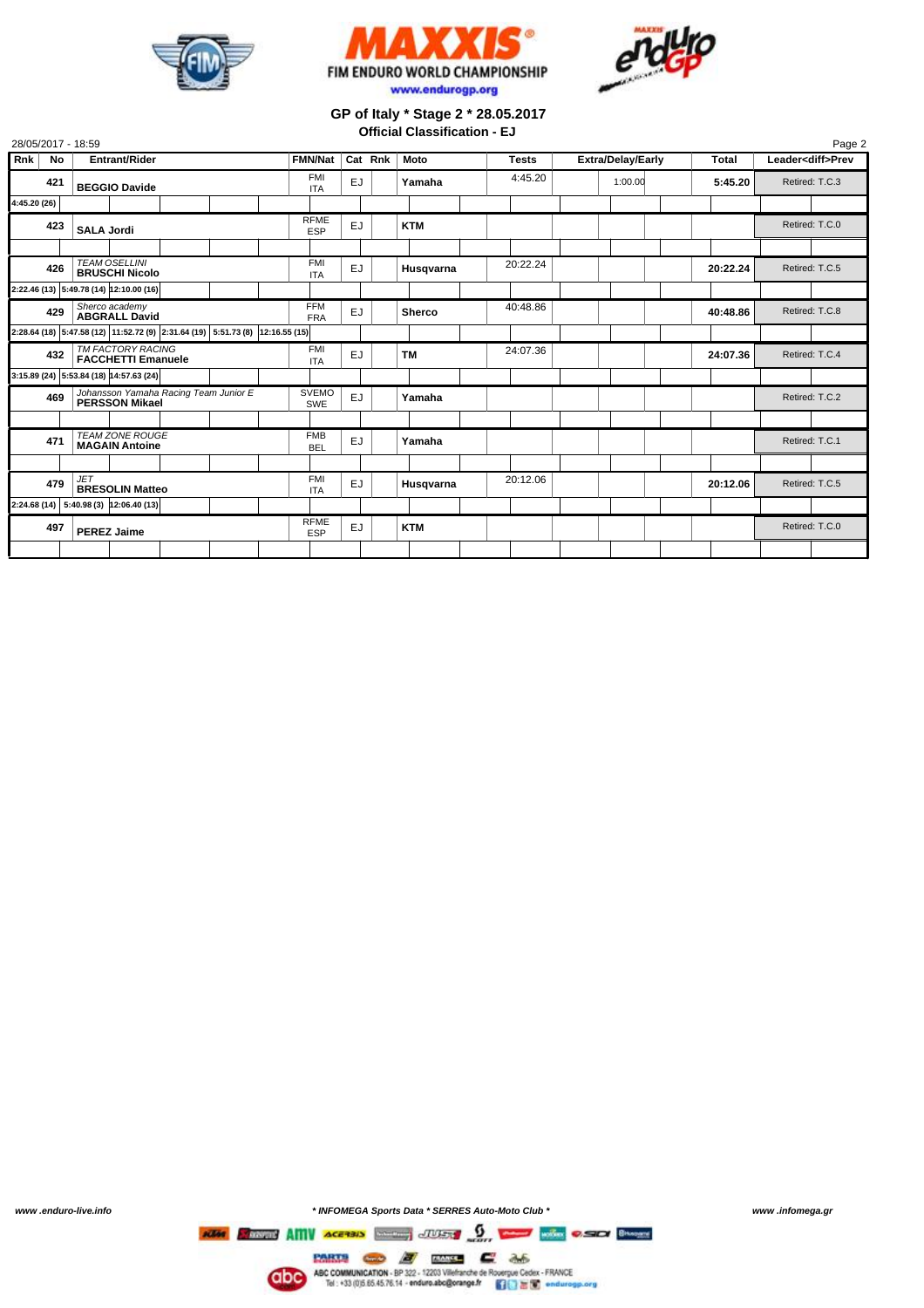# GP of Italy * Stage 2 * 28.05.2017

## Official Classification - EJ

28/05/2017 - 18:59

| Rnk | No | Entrant/Rider | FMN/Nat | Cat | Rnk | Moto | Tests | Extra/Delay/Early | Total | Leader<diff>Prev |
|---|---|---|---|---|---|---|---|---|---|---|
| | 421 | **BEGGIO Davide** | FMI ITA | EJ | | Yamaha | 4:45.20 | 1:00.00 | **5:45.20** | Retired: T.C.3 |
| | | 4:45.20 (26) | | | | | | | | |
| | 423 | **SALA Jordi** | RFME ESP | EJ | | KTM | | | | Retired: T.C.0 |
| | 426 | *TEAM OSELLINI* **BRUSCHI Nicolo** | FMI ITA | EJ | | Husqvarna | 20:22.24 | | **20:22.24** | Retired: T.C.5 |
| | | 2:22.46 (13) 5:49.78 (14) 12:10.00 (16) | | | | | | | | |
| | 429 | *Sherco academy* **ABGRALL David** | FFM FRA | EJ | | Sherco | 40:48.86 | | **40:48.86** | Retired: T.C.8 |
| | | 2:28.64 (18) 5:47.58 (12) 11:52.72 (9) 2:31.64 (19) 5:51.73 (8) 12:16.55 (15) | | | | | | | | |
| | 432 | *TM FACTORY RACING* **FACCHETTI Emanuele** | FMI ITA | EJ | | TM | 24:07.36 | | **24:07.36** | Retired: T.C.4 |
| | | 3:15.89 (24) 5:53.84 (18) 14:57.63 (24) | | | | | | | | |
| | 469 | *Johansson Yamaha Racing Team Junior E* **PERSSON Mikael** | SVEMO SWE | EJ | | Yamaha | | | | Retired: T.C.2 |
| | 471 | *TEAM ZONE ROUGE* **MAGAIN Antoine** | FMB BEL | EJ | | Yamaha | | | | Retired: T.C.1 |
| | 479 | *JET* **BRESOLIN Matteo** | FMI ITA | EJ | | Husqvarna | 20:12.06 | | **20:12.06** | Retired: T.C.5 |
| | | 2:24.68 (14) 5:40.98 (3) 12:06.40 (13) | | | | | | | | |
| | 497 | **PEREZ Jaime** | RFME ESP | EJ | | KTM | | | | Retired: T.C.0 |

www .enduro-live.info * INFOMEGA Sports Data * SERRES Auto-Moto Club * www .infomega.gr